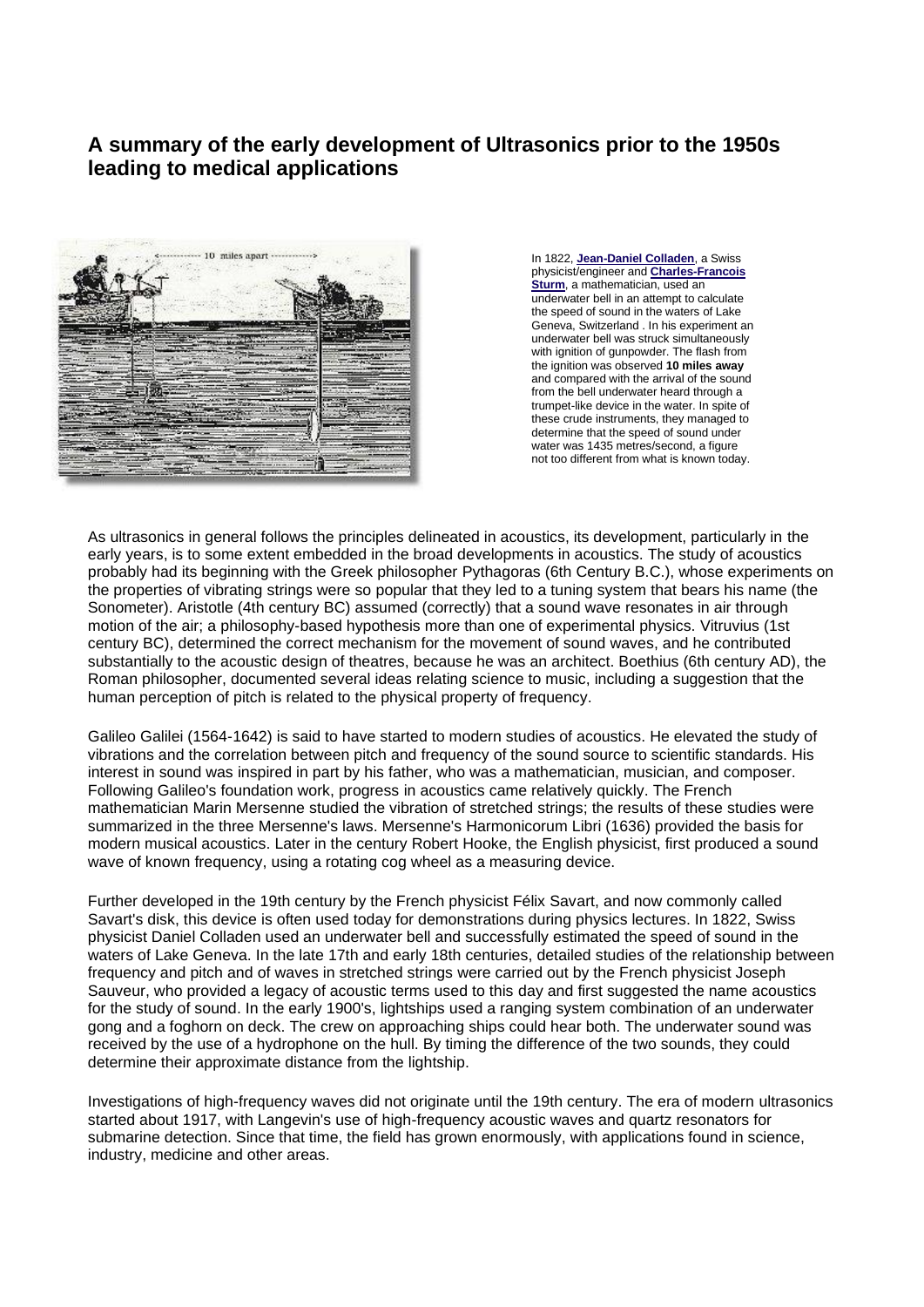## A summary of the early development of Ultrasonics prior to the 1950s leading to medical applications

In 1822, **Jean-Daniel Colladen**, a Swiss physicist/engineer and **Charles-Francois Sturm**, a mathematician, used an underwater bell in an attempt to calculate the speed of sound in the waters of Lake Geneva, Switzerland . In his experiment an underwater bell was struck simultaneously with ignition of gunpowder. The flash from the ignition was observed **10 miles away** and compared with the arrival of the sound from the bell underwater heard through a trumpet-like device in the water. In spite of these crude instruments, they managed to determine that the speed of sound under water was 1435 metres/second, a figure not too different from what is known today.

As ultrasonics in general follows the principles delineated in acoustics, its development, particularly in the early years, is to some extent embedded in the broad developments in acoustics. The study of acoustics probably had its beginning with the Greek philosopher Pythagoras (6th Century B.C.), whose experiments on the properties of vibrating strings were so popular that they led to a tuning system that bears his name (the Sonometer). Aristotle (4th century BC) assumed (correctly) that a sound wave resonates in air through motion of the air; a philosophy-based hypothesis more than one of experimental physics. Vitruvius (1st century BC), determined the correct mechanism for the movement of sound waves, and he contributed substantially to the acoustic design of theatres, because he was an architect. Boethius (6th century AD), the Roman philosopher, documented several ideas relating science to music, including a suggestion that the human perception of pitch is related to the physical property of frequency.

Galileo Galilei (1564-1642) is said to have started to modern studies of acoustics. He elevated the study of vibrations and the correlation between pitch and frequency of the sound source to scientific standards. His interest in sound was inspired in part by his father, who was a mathematician, musician, and composer. Following Galileo's foundation work, progress in acoustics came relatively quickly. The French mathematician Marin Mersenne studied the vibration of stretched strings; the results of these studies were summarized in the three Mersenne's laws. Mersenne's Harmonicorum Libri (1636) provided the basis for modern musical acoustics. Later in the century Robert Hooke, the English physicist, first produced a sound wave of known frequency, using a rotating cog wheel as a measuring device.

Further developed in the 19th century by the French physicist Félix Savart, and now commonly called Savart's disk, this device is often used today for demonstrations during physics lectures. In 1822, Swiss physicist Daniel Colladen used an underwater bell and successfully estimated the speed of sound in the waters of Lake Geneva. In the late 17th and early 18th centuries, detailed studies of the relationship between frequency and pitch and of waves in stretched strings were carried out by the French physicist Joseph Sauveur, who provided a legacy of acoustic terms used to this day and first suggested the name acoustics for the study of sound. In the early 1900's, lightships used a ranging system combination of an underwater gong and a foghorn on deck. The crew on approaching ships could hear both. The underwater sound was received by the use of a hydrophone on the hull. By timing the difference of the two sounds, they could determine their approximate distance from the lightship.

Investigations of high-frequency waves did not originate until the 19th century. The era of modern ultrasonics started about 1917, with Langevin's use of high-frequency acoustic waves and quartz resonators for submarine detection. Since that time, the field has grown enormously, with applications found in science, industry, medicine and other areas.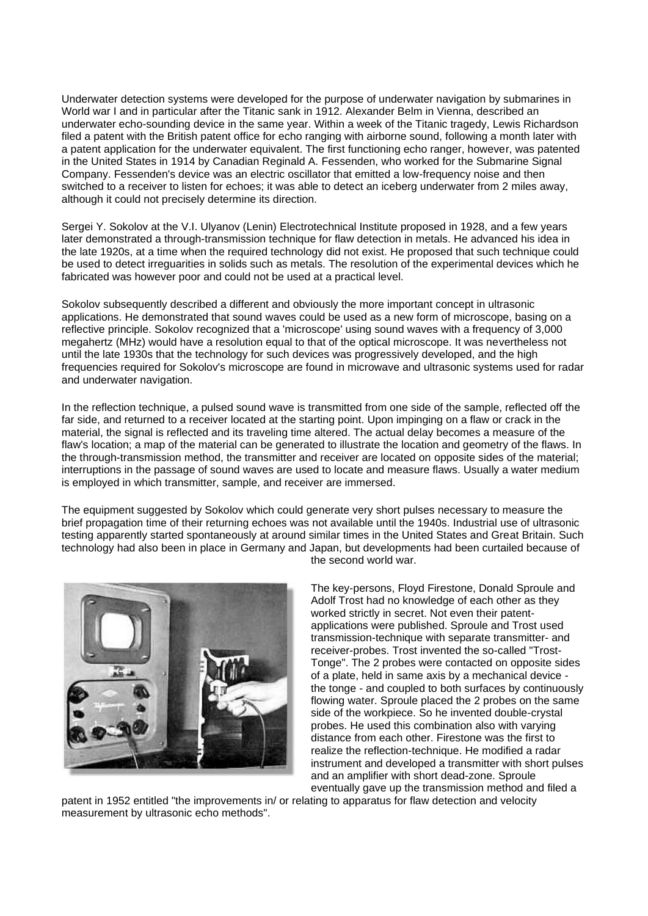Underwater detection systems were developed for the purpose of underwater navigation by submarines in World war I and in particular after the Titanic sank in 1912. Alexander Belm in Vienna, described an underwater echo-sounding device in the same year. Within a week of the Titanic tragedy, Lewis Richardson filed a patent with the British patent office for echo ranging with airborne sound, following a month later with a patent application for the underwater equivalent. The first functioning echo ranger, however, was patented in the United States in 1914 by Canadian Reginald A. Fessenden, who worked for the Submarine Signal Company. Fessenden's device was an electric oscillator that emitted a low-frequency noise and then switched to a receiver to listen for echoes; it was able to detect an iceberg underwater from 2 miles away, although it could not precisely determine its direction.

Sergei Y. Sokolov at the V.I. Ulyanov (Lenin) Electrotechnical Institute proposed in 1928, and a few years later demonstrated a through-transmission technique for flaw detection in metals. He advanced his idea in the late 1920s, at a time when the required technology did not exist. He proposed that such technique could be used to detect irreguarities in solids such as metals. The resolution of the experimental devices which he fabricated was however poor and could not be used at a practical level.

Sokolov subsequently described a different and obviously the more important concept in ultrasonic applications. He demonstrated that sound waves could be used as a new form of microscope, basing on a reflective principle. Sokolov recognized that a 'microscope' using sound waves with a frequency of 3,000 megahertz (MHz) would have a resolution equal to that of the optical microscope. It was nevertheless not until the late 1930s that the technology for such devices was progressively developed, and the high frequencies required for Sokolov's microscope are found in microwave and ultrasonic systems used for radar and underwater navigation.

In the reflection technique, a pulsed sound wave is transmitted from one side of the sample, reflected off the far side, and returned to a receiver located at the starting point. Upon impinging on a flaw or crack in the material, the signal is reflected and its traveling time altered. The actual delay becomes a measure of the flaw's location; a map of the material can be generated to illustrate the location and geometry of the flaws. In the through-transmission method, the transmitter and receiver are located on opposite sides of the material; interruptions in the passage of sound waves are used to locate and measure flaws. Usually a water medium is employed in which transmitter, sample, and receiver are immersed.

The equipment suggested by Sokolov which could generate very short pulses necessary to measure the brief propagation time of their returning echoes was not available until the 1940s. Industrial use of ultrasonic testing apparently started spontaneously at around similar times in the United States and Great Britain. Such technology had also been in place in Germany and Japan, but developments had been curtailed because of the second world war.

The key-persons, Floyd Firestone, Donald Sproule and Adolf Trost had no knowledge of each other as they worked strictly in secret. Not even their patent-applications were published. Sproule and Trost used transmission-technique with separate transmitter- and receiver-probes. Trost invented the so-called "Trost-Tonge". The 2 probes were contacted on opposite sides of a plate, held in same axis by a mechanical device - the tonge - and coupled to both surfaces by continuously flowing water. Sproule placed the 2 probes on the same side of the workpiece. So he invented double-crystal probes. He used this combination also with varying distance from each other. Firestone was the first to realize the reflection-technique. He modified a radar instrument and developed a transmitter with short pulses and an amplifier with short dead-zone. Sproule eventually gave up the transmission method and filed a patent in 1952 entitled "the improvements in/ or relating to apparatus for flaw detection and velocity measurement by ultrasonic echo methods".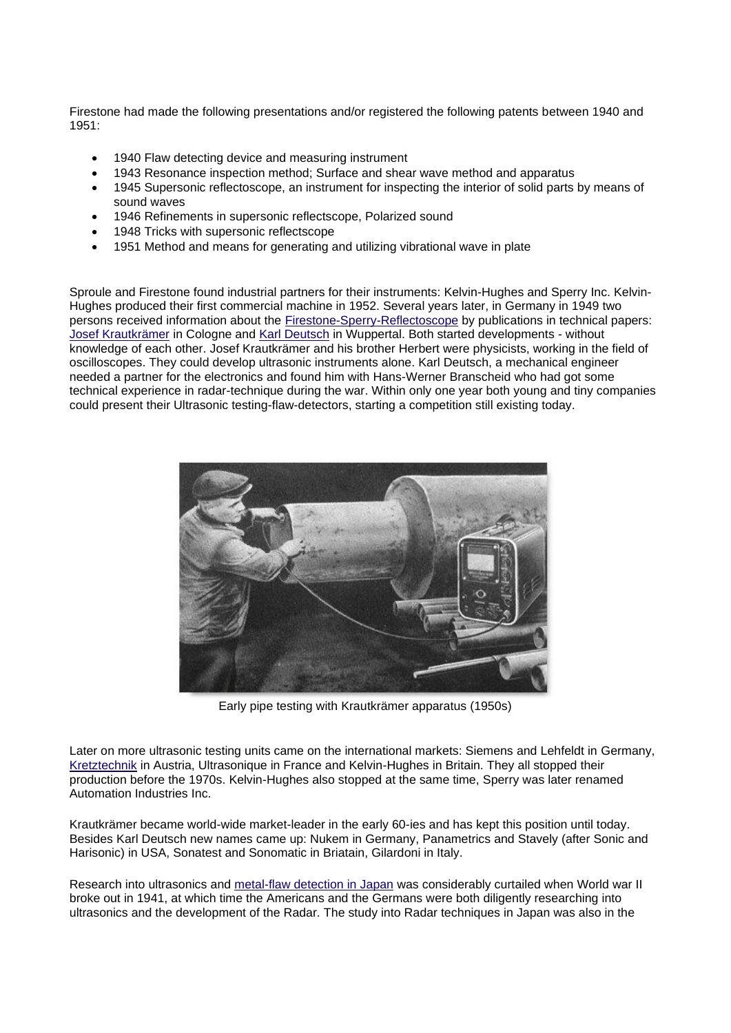Firestone had made the following presentations and/or registered the following patents between 1940 and 1951:

- 1940 Flaw detecting device and measuring instrument
- 1943 Resonance inspection method; Surface and shear wave method and apparatus
- 1945 Supersonic reflectoscope, an instrument for inspecting the interior of solid parts by means of sound waves
- 1946 Refinements in supersonic reflectscope, Polarized sound
- 1948 Tricks with supersonic reflectscope
- 1951 Method and means for generating and utilizing vibrational wave in plate

Sproule and Firestone found industrial partners for their instruments: Kelvin-Hughes and Sperry Inc. Kelvin-Hughes produced their first commercial machine in 1952. Several years later, in Germany in 1949 two persons received information about the Firestone-Sperry-Reflectoscope by publications in technical papers: Josef Krautkrämer in Cologne and Karl Deutsch in Wuppertal. Both started developments - without knowledge of each other. Josef Krautkrämer and his brother Herbert were physicists, working in the field of oscilloscopes. They could develop ultrasonic instruments alone. Karl Deutsch, a mechanical engineer needed a partner for the electronics and found him with Hans-Werner Branscheid who had got some technical experience in radar-technique during the war. Within only one year both young and tiny companies could present their Ultrasonic testing-flaw-detectors, starting a competition still existing today.

Early pipe testing with Krautkrämer apparatus (1950s)

Later on more ultrasonic testing units came on the international markets: Siemens and Lehfeldt in Germany, Kretztechnik in Austria, Ultrasonique in France and Kelvin-Hughes in Britain. They all stopped their production before the 1970s. Kelvin-Hughes also stopped at the same time, Sperry was later renamed Automation Industries Inc.

Krautkrämer became world-wide market-leader in the early 60-ies and has kept this position until today. Besides Karl Deutsch new names came up: Nukem in Germany, Panametrics and Stavely (after Sonic and Harisonic) in USA, Sonatest and Sonomatic in Briatain, Gilardoni in Italy.

Research into ultrasonics and metal-flaw detection in Japan was considerably curtailed when World war II broke out in 1941, at which time the Americans and the Germans were both diligently researching into ultrasonics and the development of the Radar. The study into Radar techniques in Japan was also in the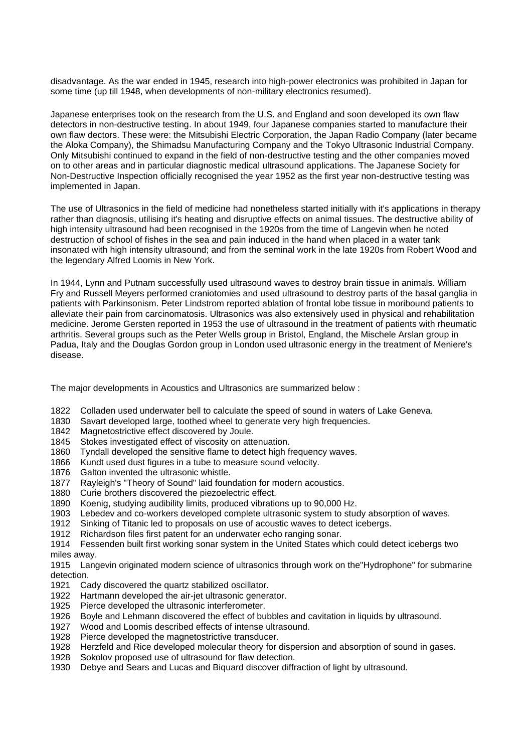disadvantage. As the war ended in 1945, research into high-power electronics was prohibited in Japan for some time (up till 1948, when developments of non-military electronics resumed).

Japanese enterprises took on the research from the U.S. and England and soon developed its own flaw detectors in non-destructive testing. In about 1949, four Japanese companies started to manufacture their own flaw dectors. These were: the Mitsubishi Electric Corporation, the Japan Radio Company (later became the Aloka Company), the Shimadsu Manufacturing Company and the Tokyo Ultrasonic Industrial Company. Only Mitsubishi continued to expand in the field of non-destructive testing and the other companies moved on to other areas and in particular diagnostic medical ultrasound applications. The Japanese Society for Non-Destructive Inspection officially recognised the year 1952 as the first year non-destructive testing was implemented in Japan.

The use of Ultrasonics in the field of medicine had nonetheless started initially with it's applications in therapy rather than diagnosis, utilising it's heating and disruptive effects on animal tissues. The destructive ability of high intensity ultrasound had been recognised in the 1920s from the time of Langevin when he noted destruction of school of fishes in the sea and pain induced in the hand when placed in a water tank insonated with high intensity ultrasound; and from the seminal work in the late 1920s from Robert Wood and the legendary Alfred Loomis in New York.

In 1944, Lynn and Putnam successfully used ultrasound waves to destroy brain tissue in animals. William Fry and Russell Meyers performed craniotomies and used ultrasound to destroy parts of the basal ganglia in patients with Parkinsonism. Peter Lindstrom reported ablation of frontal lobe tissue in moribound patients to alleviate their pain from carcinomatosis. Ultrasonics was also extensively used in physical and rehabilitation medicine. Jerome Gersten reported in 1953 the use of ultrasound in the treatment of patients with rheumatic arthritis. Several groups such as the Peter Wells group in Bristol, England, the Mischele Arslan group in Padua, Italy and the Douglas Gordon group in London used ultrasonic energy in the treatment of Meniere's disease.

The major developments in Acoustics and Ultrasonics are summarized below :

1822 Colladen used underwater bell to calculate the speed of sound in waters of Lake Geneva.
1830 Savart developed large, toothed wheel to generate very high frequencies.
1842 Magnetostrictive effect discovered by Joule.
1845 Stokes investigated effect of viscosity on attenuation.
1860 Tyndall developed the sensitive flame to detect high frequency waves.
1866 Kundt used dust figures in a tube to measure sound velocity.
1876 Galton invented the ultrasonic whistle.
1877 Rayleigh's "Theory of Sound" laid foundation for modern acoustics.
1880 Curie brothers discovered the piezoelectric effect.
1890 Koenig, studying audibility limits, produced vibrations up to 90,000 Hz.
1903 Lebedev and co-workers developed complete ultrasonic system to study absorption of waves.
1912 Sinking of Titanic led to proposals on use of acoustic waves to detect icebergs.
1912 Richardson files first patent for an underwater echo ranging sonar.
1914 Fessenden built first working sonar system in the United States which could detect icebergs two miles away.
1915 Langevin originated modern science of ultrasonics through work on the"Hydrophone" for submarine detection.
1921 Cady discovered the quartz stabilized oscillator.
1922 Hartmann developed the air-jet ultrasonic generator.
1925 Pierce developed the ultrasonic interferometer.
1926 Boyle and Lehmann discovered the effect of bubbles and cavitation in liquids by ultrasound.
1927 Wood and Loomis described effects of intense ultrasound.
1928 Pierce developed the magnetostrictive transducer.
1928 Herzfeld and Rice developed molecular theory for dispersion and absorption of sound in gases.
1928 Sokolov proposed use of ultrasound for flaw detection.
1930 Debye and Sears and Lucas and Biquard discover diffraction of light by ultrasound.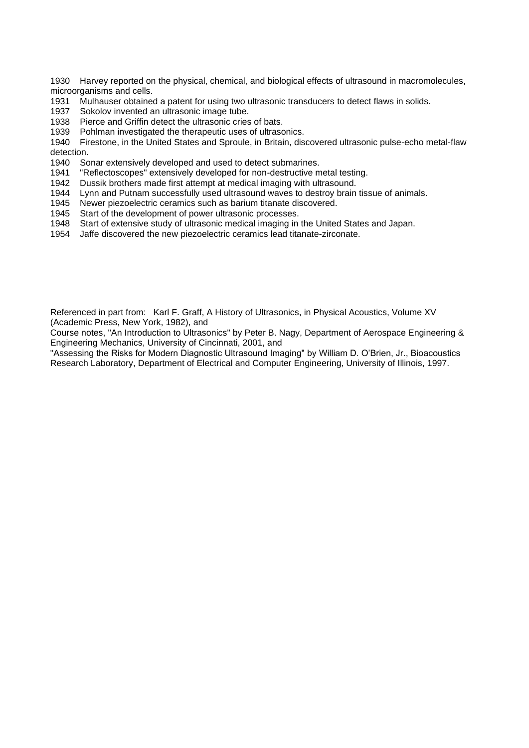1930 Harvey reported on the physical, chemical, and biological effects of ultrasound in macromolecules, microorganisms and cells.

1931 Mulhauser obtained a patent for using two ultrasonic transducers to detect flaws in solids.

1937 Sokolov invented an ultrasonic image tube.

1938 Pierce and Griffin detect the ultrasonic cries of bats.

1939 Pohlman investigated the therapeutic uses of ultrasonics.

1940 Firestone, in the United States and Sproule, in Britain, discovered ultrasonic pulse-echo metal-flaw detection.

1940 Sonar extensively developed and used to detect submarines.

1941 "Reflectoscopes" extensively developed for non-destructive metal testing.

1942 Dussik brothers made first attempt at medical imaging with ultrasound.

1944 Lynn and Putnam successfully used ultrasound waves to destroy brain tissue of animals.

1945 Newer piezoelectric ceramics such as barium titanate discovered.

1945 Start of the development of power ultrasonic processes.

1948 Start of extensive study of ultrasonic medical imaging in the United States and Japan.

1954 Jaffe discovered the new piezoelectric ceramics lead titanate-zirconate.

Referenced in part from: Karl F. Graff, A History of Ultrasonics, in Physical Acoustics, Volume XV (Academic Press, New York, 1982), and

Course notes, "An Introduction to Ultrasonics" by Peter B. Nagy, Department of Aerospace Engineering & Engineering Mechanics, University of Cincinnati, 2001, and

"Assessing the Risks for Modern Diagnostic Ultrasound Imaging" by William D. O'Brien, Jr., Bioacoustics Research Laboratory, Department of Electrical and Computer Engineering, University of Illinois, 1997.